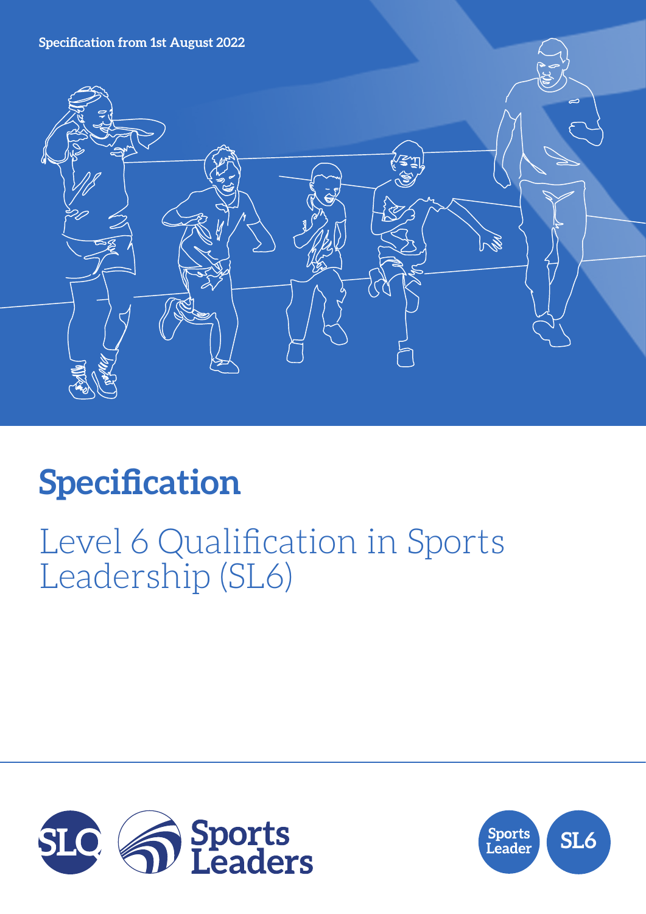Specification from 1st August 2022

# Specification

## Level 6 Qualification in Sports Leadership (SL6)

SLQ Sports Leaders

Sports Leader SL6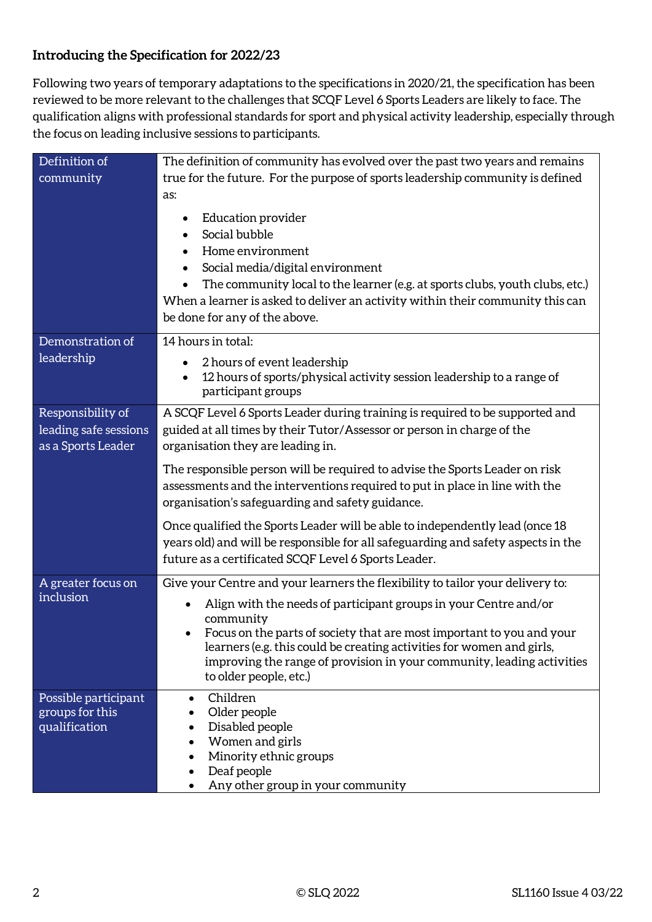**Introducing the Specification for 2022/23**

Following two years of temporary adaptations to the specifications in 2020/21, the specification has been reviewed to be more relevant to the challenges that SCQF Level 6 Sports Leaders are likely to face. The qualification aligns with professional standards for sport and physical activity leadership, especially through the focus on leading inclusive sessions to participants.

| | |
|---|---|
| Definition of community | The definition of community has evolved over the past two years and remains true for the future. For the purpose of sports leadership community is defined as:<br><br>• Education provider<br>• Social bubble<br>• Home environment<br>• Social media/digital environment<br>• The community local to the learner (e.g. at sports clubs, youth clubs, etc.)<br><br>When a learner is asked to deliver an activity within their community this can be done for any of the above. |
| Demonstration of leadership | 14 hours in total:<br><br>• 2 hours of event leadership<br>• 12 hours of sports/physical activity session leadership to a range of participant groups |
| Responsibility of leading safe sessions as a Sports Leader | A SCQF Level 6 Sports Leader during training is required to be supported and guided at all times by their Tutor/Assessor or person in charge of the organisation they are leading in.<br><br>The responsible person will be required to advise the Sports Leader on risk assessments and the interventions required to put in place in line with the organisation's safeguarding and safety guidance.<br><br>Once qualified the Sports Leader will be able to independently lead (once 18 years old) and will be responsible for all safeguarding and safety aspects in the future as a certificated SCQF Level 6 Sports Leader. |
| A greater focus on inclusion | Give your Centre and your learners the flexibility to tailor your delivery to:<br><br>• Align with the needs of participant groups in your Centre and/or community<br>• Focus on the parts of society that are most important to you and your learners (e.g. this could be creating activities for women and girls, improving the range of provision in your community, leading activities to older people, etc.) |
| Possible participant groups for this qualification | • Children<br>• Older people<br>• Disabled people<br>• Women and girls<br>• Minority ethnic groups<br>• Deaf people<br>• Any other group in your community |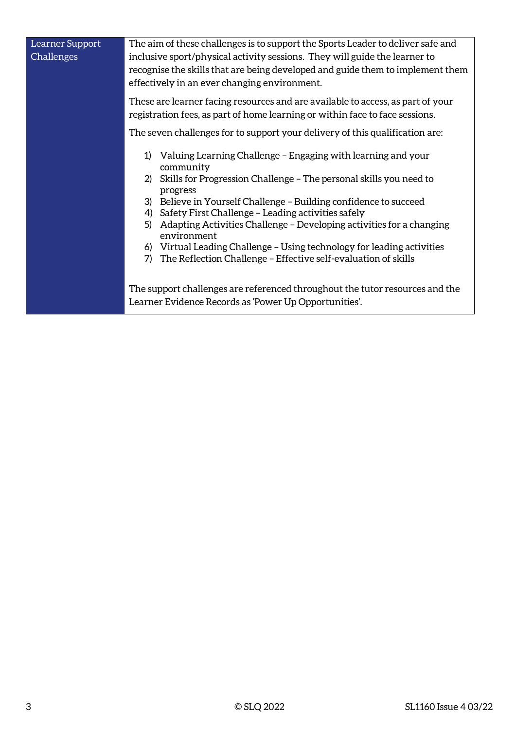| Learner Support Challenges | The aim of these challenges is to support the Sports Leader to deliver safe and inclusive sport/physical activity sessions. They will guide the learner to recognise the skills that are being developed and guide them to implement them effectively in an ever changing environment.<br><br>These are learner facing resources and are available to access, as part of your registration fees, as part of home learning or within face to face sessions.<br><br>The seven challenges for to support your delivery of this qualification are:<br><br>1) Valuing Learning Challenge – Engaging with learning and your community<br>2) Skills for Progression Challenge – The personal skills you need to progress<br>3) Believe in Yourself Challenge – Building confidence to succeed<br>4) Safety First Challenge – Leading activities safely<br>5) Adapting Activities Challenge – Developing activities for a changing environment<br>6) Virtual Leading Challenge – Using technology for leading activities<br>7) The Reflection Challenge – Effective self-evaluation of skills<br><br>The support challenges are referenced throughout the tutor resources and the Learner Evidence Records as 'Power Up Opportunities'. |
|---|---|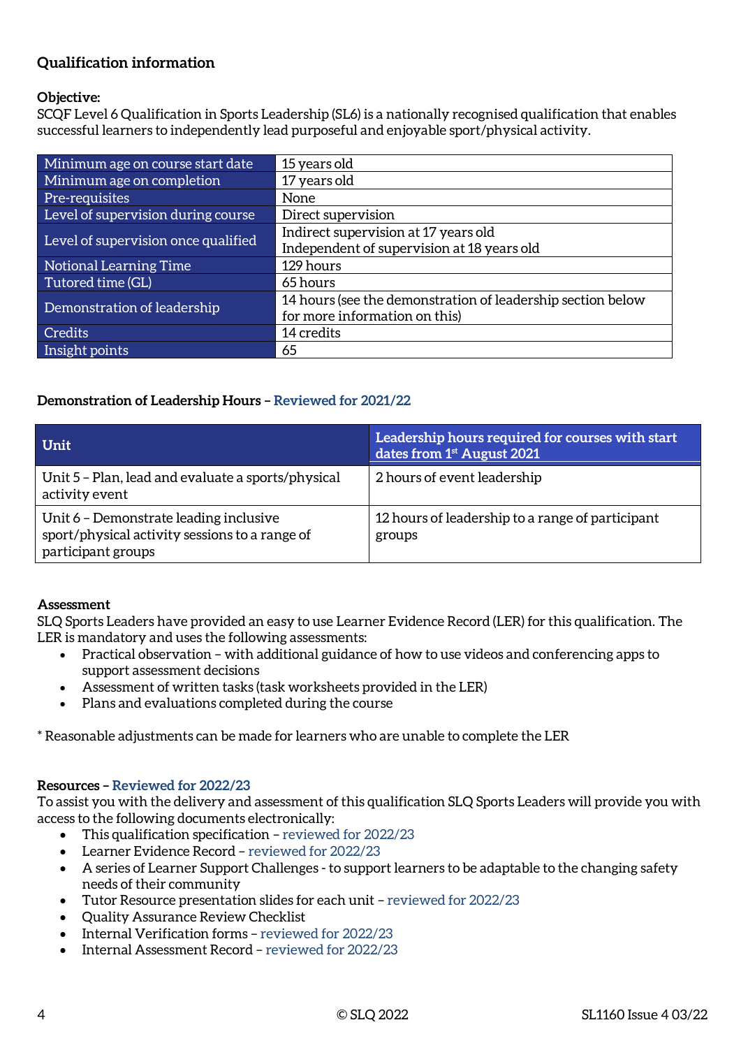## Qualification information

**Objective:**
SCQF Level 6 Qualification in Sports Leadership (SL6) is a nationally recognised qualification that enables successful learners to independently lead purposeful and enjoyable sport/physical activity.

| | |
|---|---|
| Minimum age on course start date | 15 years old |
| Minimum age on completion | 17 years old |
| Pre-requisites | None |
| Level of supervision during course | Direct supervision |
| Level of supervision once qualified | Indirect supervision at 17 years old<br>Independent of supervision at 18 years old |
| Notional Learning Time | 129 hours |
| Tutored time (GL) | 65 hours |
| Demonstration of leadership | 14 hours (see the demonstration of leadership section below for more information on this) |
| Credits | 14 credits |
| Insight points | 65 |

**Demonstration of Leadership Hours – Reviewed for 2021/22**

| Unit | Leadership hours required for courses with start dates from 1st August 2021 |
|---|---|
| Unit 5 – Plan, lead and evaluate a sports/physical activity event | 2 hours of event leadership |
| Unit 6 – Demonstrate leading inclusive sport/physical activity sessions to a range of participant groups | 12 hours of leadership to a range of participant groups |

**Assessment**
SLQ Sports Leaders have provided an easy to use Learner Evidence Record (LER) for this qualification. The LER is mandatory and uses the following assessments:

- Practical observation – with additional guidance of how to use videos and conferencing apps to support assessment decisions
- Assessment of written tasks (task worksheets provided in the LER)
- Plans and evaluations completed during the course

* Reasonable adjustments can be made for learners who are unable to complete the LER

**Resources – Reviewed for 2022/23**
To assist you with the delivery and assessment of this qualification SLQ Sports Leaders will provide you with access to the following documents electronically:

- This qualification specification – reviewed for 2022/23
- Learner Evidence Record – reviewed for 2022/23
- A series of Learner Support Challenges - to support learners to be adaptable to the changing safety needs of their community
- Tutor Resource presentation slides for each unit – reviewed for 2022/23
- Quality Assurance Review Checklist
- Internal Verification forms – reviewed for 2022/23
- Internal Assessment Record – reviewed for 2022/23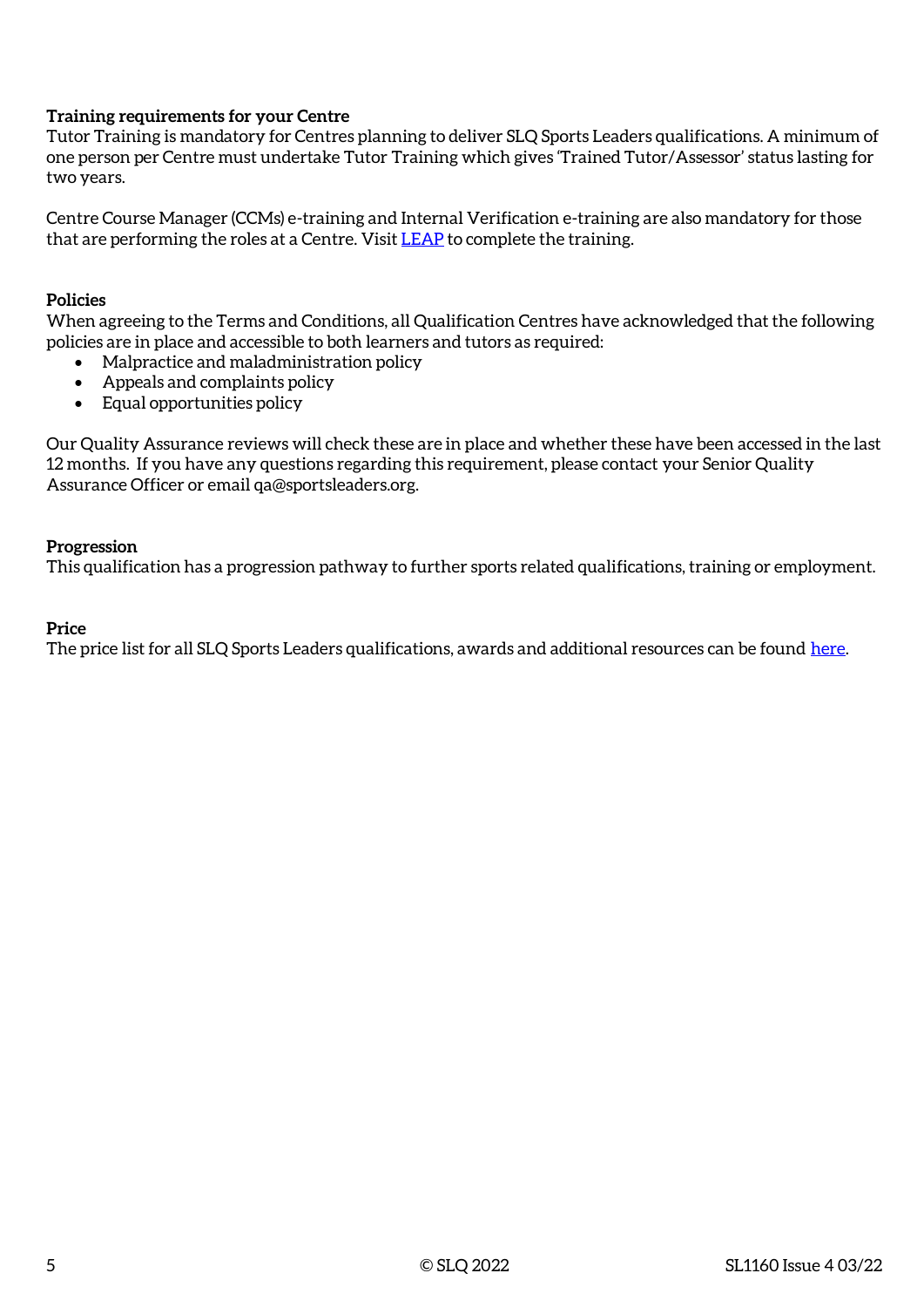**Training requirements for your Centre**

Tutor Training is mandatory for Centres planning to deliver SLQ Sports Leaders qualifications. A minimum of one person per Centre must undertake Tutor Training which gives 'Trained Tutor/Assessor' status lasting for two years.

Centre Course Manager (CCMs) e-training and Internal Verification e-training are also mandatory for those that are performing the roles at a Centre. Visit LEAP to complete the training.

**Policies**

When agreeing to the Terms and Conditions, all Qualification Centres have acknowledged that the following policies are in place and accessible to both learners and tutors as required:

- Malpractice and maladministration policy
- Appeals and complaints policy
- Equal opportunities policy

Our Quality Assurance reviews will check these are in place and whether these have been accessed in the last 12 months. If you have any questions regarding this requirement, please contact your Senior Quality Assurance Officer or email qa@sportsleaders.org.

**Progression**

This qualification has a progression pathway to further sports related qualifications, training or employment.

**Price**

The price list for all SLQ Sports Leaders qualifications, awards and additional resources can be found here.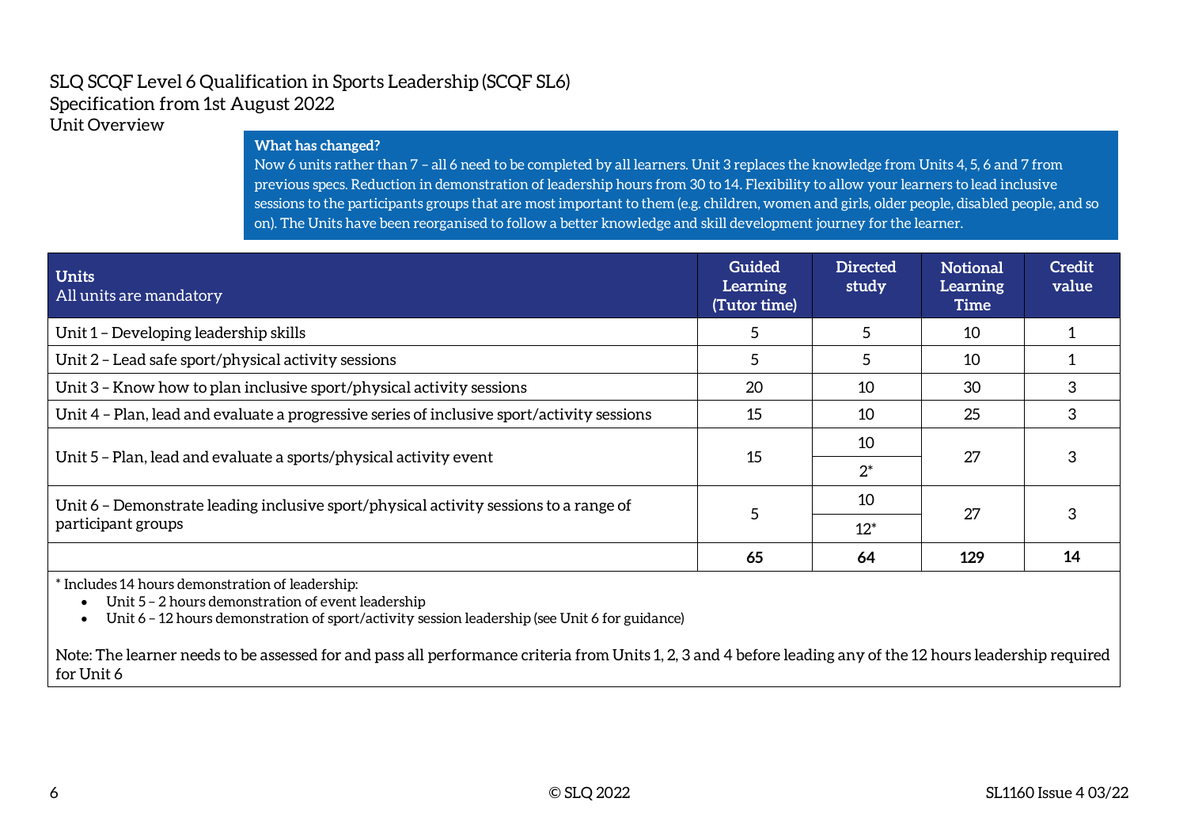SLQ SCQF Level 6 Qualification in Sports Leadership (SCQF SL6)
Specification from 1st August 2022
Unit Overview

**What has changed?**
Now 6 units rather than 7 – all 6 need to be completed by all learners. Unit 3 replaces the knowledge from Units 4, 5, 6 and 7 from previous specs. Reduction in demonstration of leadership hours from 30 to 14. Flexibility to allow your learners to lead inclusive sessions to the participants groups that are most important to them (e.g. children, women and girls, older people, disabled people, and so on). The Units have been reorganised to follow a better knowledge and skill development journey for the learner.

| **Units** All units are mandatory | **Guided Learning (Tutor time)** | **Directed study** | **Notional Learning Time** | **Credit value** |
|---|---|---|---|---|
| Unit 1 – Developing leadership skills | 5 | 5 | 10 | 1 |
| Unit 2 – Lead safe sport/physical activity sessions | 5 | 5 | 10 | 1 |
| Unit 3 – Know how to plan inclusive sport/physical activity sessions | 20 | 10 | 30 | 3 |
| Unit 4 – Plan, lead and evaluate a progressive series of inclusive sport/activity sessions | 15 | 10 | 25 | 3 |
| Unit 5 – Plan, lead and evaluate a sports/physical activity event | 15 | 10<br>2* | 27 | 3 |
| Unit 6 – Demonstrate leading inclusive sport/physical activity sessions to a range of participant groups | 5 | 10<br>12* | 27 | 3 |
| | **65** | **64** | **129** | **14** |

\* Includes 14 hours demonstration of leadership:

- Unit 5 – 2 hours demonstration of event leadership
- Unit 6 – 12 hours demonstration of sport/activity session leadership (see Unit 6 for guidance)

Note: The learner needs to be assessed for and pass all performance criteria from Units 1, 2, 3 and 4 before leading any of the 12 hours leadership required for Unit 6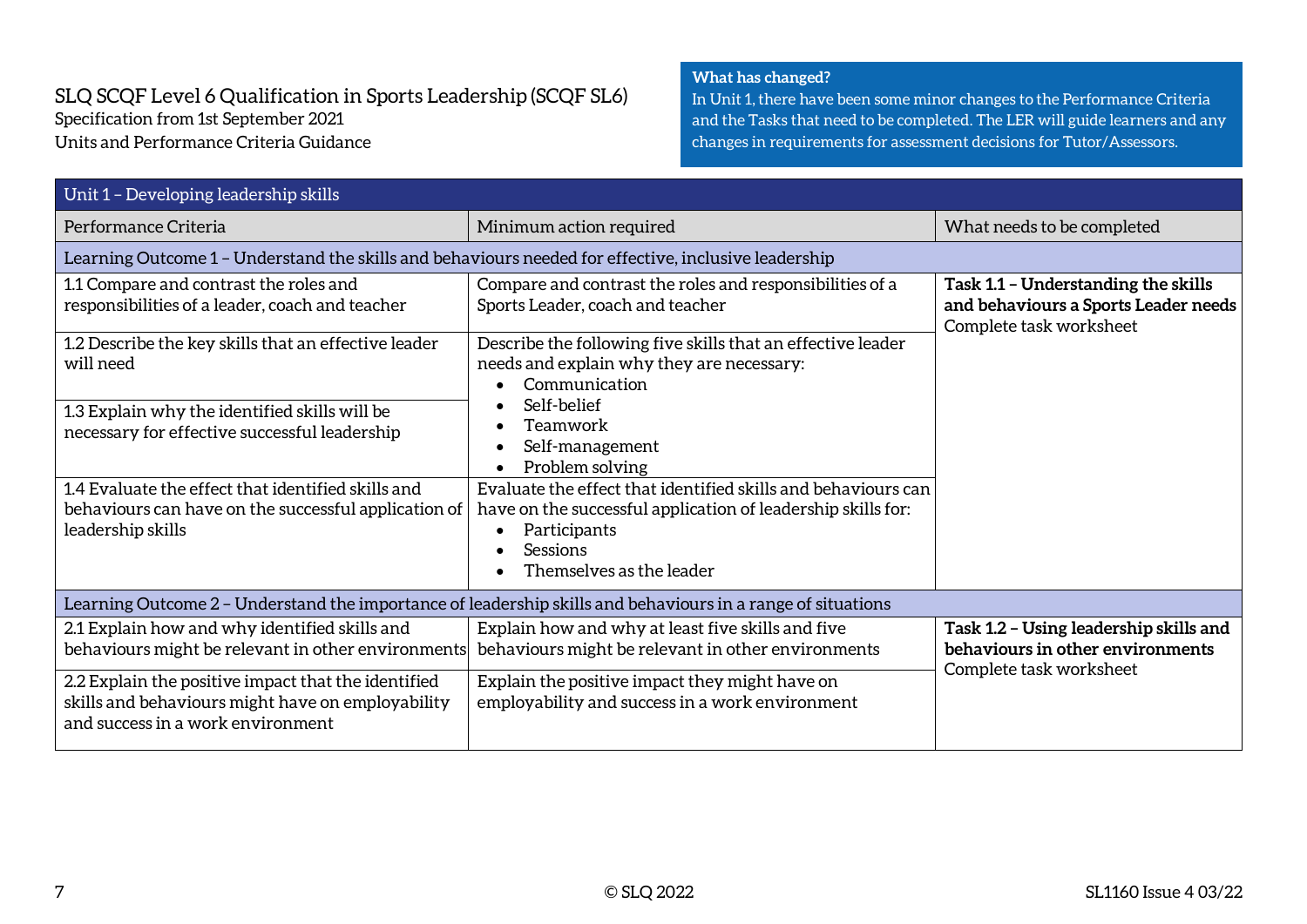SLQ SCQF Level 6 Qualification in Sports Leadership (SCQF SL6)
Specification from 1st September 2021
Units and Performance Criteria Guidance

**What has changed?**
In Unit 1, there have been some minor changes to the Performance Criteria and the Tasks that need to be completed. The LER will guide learners and any changes in requirements for assessment decisions for Tutor/Assessors.

| Unit 1 – Developing leadership skills | | |
|---|---|---|
| Performance Criteria | Minimum action required | What needs to be completed |
| Learning Outcome 1 – Understand the skills and behaviours needed for effective, inclusive leadership | | |
| 1.1 Compare and contrast the roles and responsibilities of a leader, coach and teacher | Compare and contrast the roles and responsibilities of a Sports Leader, coach and teacher | **Task 1.1 – Understanding the skills and behaviours a Sports Leader needs**<br>Complete task worksheet |
| 1.2 Describe the key skills that an effective leader will need<br><br>1.3 Explain why the identified skills will be necessary for effective successful leadership | Describe the following five skills that an effective leader needs and explain why they are necessary:<br>• Communication<br>• Self-belief<br>• Teamwork<br>• Self-management<br>• Problem solving | |
| 1.4 Evaluate the effect that identified skills and behaviours can have on the successful application of leadership skills | Evaluate the effect that identified skills and behaviours can have on the successful application of leadership skills for:<br>• Participants<br>• Sessions<br>• Themselves as the leader | |
| Learning Outcome 2 – Understand the importance of leadership skills and behaviours in a range of situations | | |
| 2.1 Explain how and why identified skills and behaviours might be relevant in other environments | Explain how and why at least five skills and five behaviours might be relevant in other environments | **Task 1.2 – Using leadership skills and behaviours in other environments**<br>Complete task worksheet |
| 2.2 Explain the positive impact that the identified skills and behaviours might have on employability and success in a work environment | Explain the positive impact they might have on employability and success in a work environment | |

© SLQ 2022

SL1160 Issue 4 03/22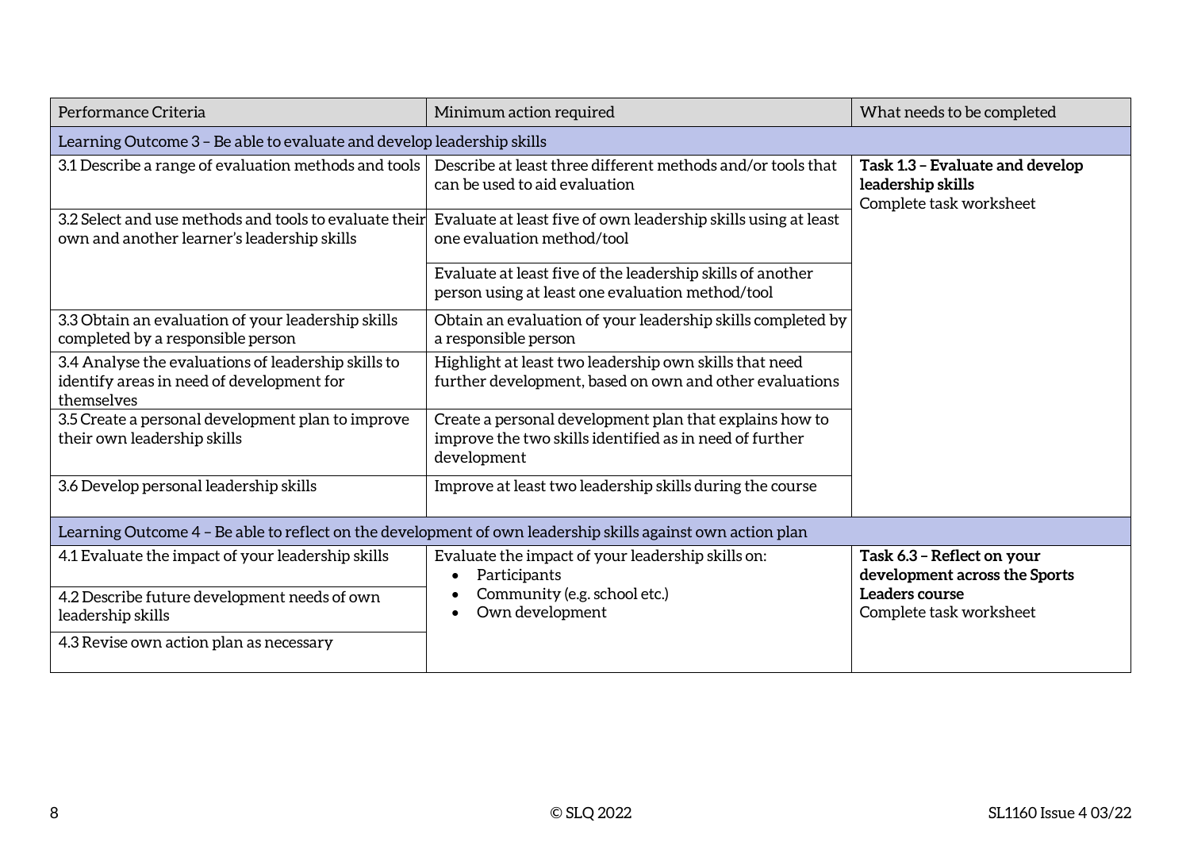| Performance Criteria | Minimum action required | What needs to be completed |
|---|---|---|
| Learning Outcome 3 – Be able to evaluate and develop leadership skills | | |
| 3.1 Describe a range of evaluation methods and tools | Describe at least three different methods and/or tools that can be used to aid evaluation | **Task 1.3 – Evaluate and develop leadership skills** Complete task worksheet |
| 3.2 Select and use methods and tools to evaluate their own and another learner's leadership skills | Evaluate at least five of own leadership skills using at least one evaluation method/tool | |
| | Evaluate at least five of the leadership skills of another person using at least one evaluation method/tool | |
| 3.3 Obtain an evaluation of your leadership skills completed by a responsible person | Obtain an evaluation of your leadership skills completed by a responsible person | |
| 3.4 Analyse the evaluations of leadership skills to identify areas in need of development for themselves | Highlight at least two leadership own skills that need further development, based on own and other evaluations | |
| 3.5 Create a personal development plan to improve their own leadership skills | Create a personal development plan that explains how to improve the two skills identified as in need of further development | |
| 3.6 Develop personal leadership skills | Improve at least two leadership skills during the course | |
| Learning Outcome 4 – Be able to reflect on the development of own leadership skills against own action plan | | |
| 4.1 Evaluate the impact of your leadership skills | Evaluate the impact of your leadership skills on: <br>• Participants <br>• Community (e.g. school etc.) <br>• Own development | **Task 6.3 – Reflect on your development across the Sports Leaders course** Complete task worksheet |
| 4.2 Describe future development needs of own leadership skills | | |
| 4.3 Revise own action plan as necessary | | |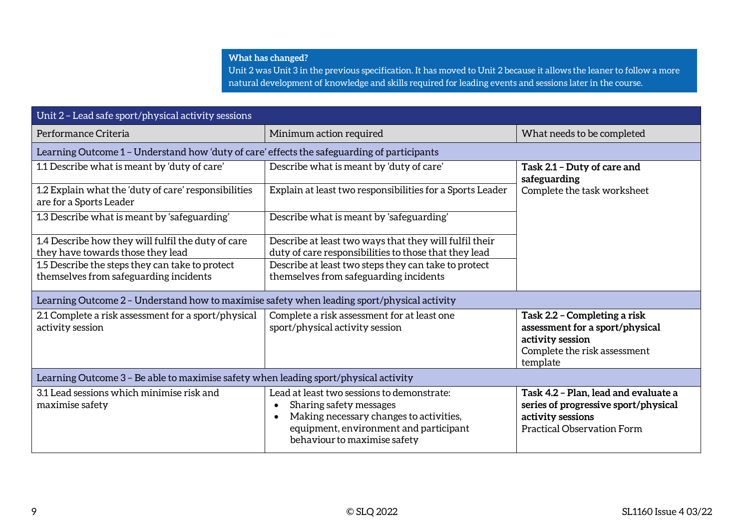**What has changed?**
Unit 2 was Unit 3 in the previous specification. It has moved to Unit 2 because it allows the leaner to follow a more natural development of knowledge and skills required for leading events and sessions later in the course.

| Unit 2 – Lead safe sport/physical activity sessions | | |
|---|---|---|
| Performance Criteria | Minimum action required | What needs to be completed |
| **Learning Outcome 1 – Understand how 'duty of care' effects the safeguarding of participants** | | |
| 1.1 Describe what is meant by 'duty of care' | Describe what is meant by 'duty of care' | **Task 2.1 – Duty of care and safeguarding**<br>Complete the task worksheet |
| 1.2 Explain what the 'duty of care' responsibilities are for a Sports Leader | Explain at least two responsibilities for a Sports Leader | |
| 1.3 Describe what is meant by 'safeguarding' | Describe what is meant by 'safeguarding' | |
| 1.4 Describe how they will fulfil the duty of care they have towards those they lead | Describe at least two ways that they will fulfil their duty of care responsibilities to those that they lead | |
| 1.5 Describe the steps they can take to protect themselves from safeguarding incidents | Describe at least two steps they can take to protect themselves from safeguarding incidents | |
| **Learning Outcome 2 – Understand how to maximise safety when leading sport/physical activity** | | |
| 2.1 Complete a risk assessment for a sport/physical activity session | Complete a risk assessment for at least one sport/physical activity session | **Task 2.2 – Completing a risk assessment for a sport/physical activity session**<br>Complete the risk assessment template |
| **Learning Outcome 3 – Be able to maximise safety when leading sport/physical activity** | | |
| 3.1 Lead sessions which minimise risk and maximise safety | Lead at least two sessions to demonstrate:<br>• Sharing safety messages<br>• Making necessary changes to activities, equipment, environment and participant behaviour to maximise safety | **Task 4.2 – Plan, lead and evaluate a series of progressive sport/physical activity sessions**<br>Practical Observation Form |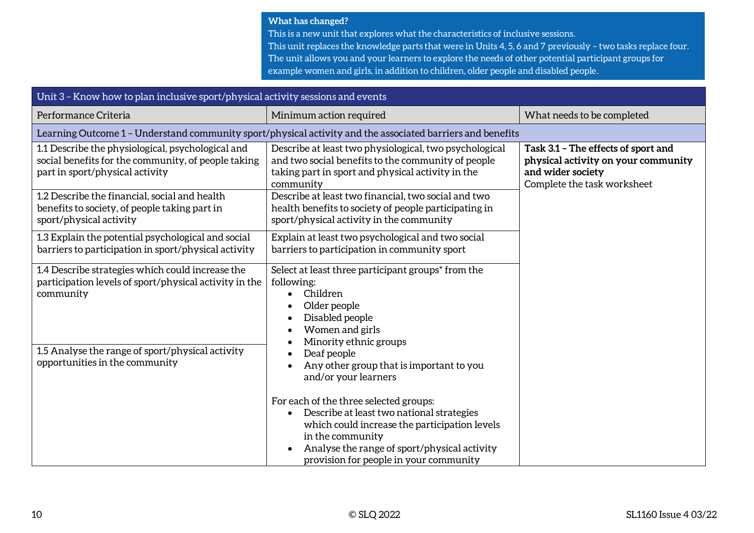**What has changed?**

This is a new unit that explores what the characteristics of inclusive sessions.
This unit replaces the knowledge parts that were in Units 4, 5, 6 and 7 previously – two tasks replace four.
The unit allows you and your learners to explore the needs of other potential participant groups for example women and girls, in addition to children, older people and disabled people.

| Unit 3 – Know how to plan inclusive sport/physical activity sessions and events | | |
|---|---|---|
| Performance Criteria | Minimum action required | What needs to be completed |
| **Learning Outcome 1 – Understand community sport/physical activity and the associated barriers and benefits** | | |
| 1.1 Describe the physiological, psychological and social benefits for the community, of people taking part in sport/physical activity | Describe at least two physiological, two psychological and two social benefits to the community of people taking part in sport and physical activity in the community | **Task 3.1 – The effects of sport and physical activity on your community and wider society**<br>Complete the task worksheet |
| 1.2 Describe the financial, social and health benefits to society, of people taking part in sport/physical activity | Describe at least two financial, two social and two health benefits to society of people participating in sport/physical activity in the community | |
| 1.3 Explain the potential psychological and social barriers to participation in sport/physical activity | Explain at least two psychological and two social barriers to participation in community sport | |
| 1.4 Describe strategies which could increase the participation levels of sport/physical activity in the community<br><br>1.5 Analyse the range of sport/physical activity opportunities in the community | Select at least three participant groups* from the following:<br>• Children<br>• Older people<br>• Disabled people<br>• Women and girls<br>• Minority ethnic groups<br>• Deaf people<br>• Any other group that is important to you and/or your learners<br><br>For each of the three selected groups:<br>• Describe at least two national strategies which could increase the participation levels in the community<br>• Analyse the range of sport/physical activity provision for people in your community | |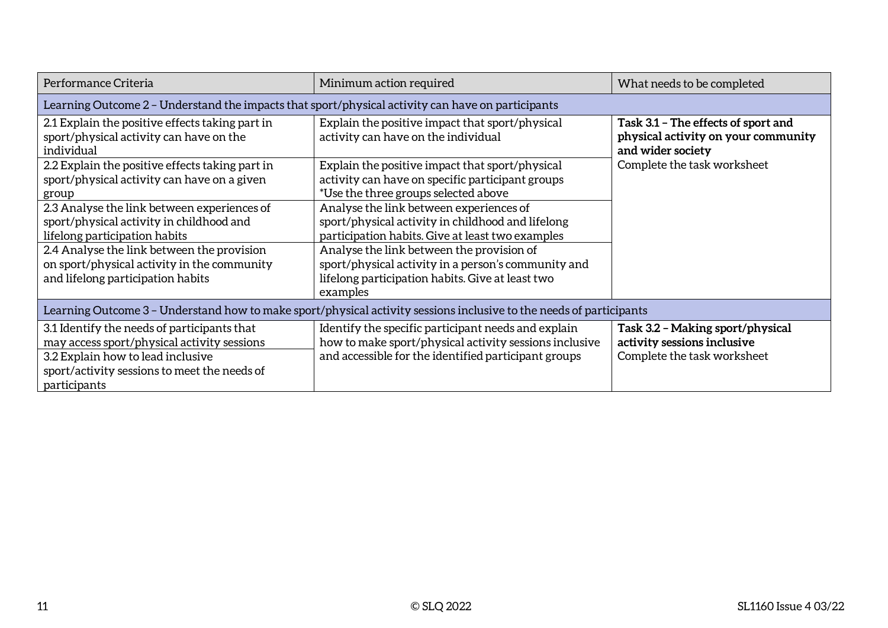| Performance Criteria | Minimum action required | What needs to be completed |
|---|---|---|
| Learning Outcome 2 – Understand the impacts that sport/physical activity can have on participants | | |
| 2.1 Explain the positive effects taking part in sport/physical activity can have on the individual | Explain the positive impact that sport/physical activity can have on the individual | **Task 3.1 – The effects of sport and physical activity on your community and wider society**<br>Complete the task worksheet |
| 2.2 Explain the positive effects taking part in sport/physical activity can have on a given group | Explain the positive impact that sport/physical activity can have on specific participant groups<br>*Use the three groups selected above | |
| 2.3 Analyse the link between experiences of sport/physical activity in childhood and lifelong participation habits | Analyse the link between experiences of sport/physical activity in childhood and lifelong participation habits. Give at least two examples | |
| 2.4 Analyse the link between the provision on sport/physical activity in the community and lifelong participation habits | Analyse the link between the provision of sport/physical activity in a person's community and lifelong participation habits. Give at least two examples | |
| Learning Outcome 3 – Understand how to make sport/physical activity sessions inclusive to the needs of participants | | |
| 3.1 Identify the needs of participants that may access sport/physical activity sessions | Identify the specific participant needs and explain how to make sport/physical activity sessions inclusive and accessible for the identified participant groups | **Task 3.2 – Making sport/physical activity sessions inclusive**<br>Complete the task worksheet |
| 3.2 Explain how to lead inclusive sport/activity sessions to meet the needs of participants | | |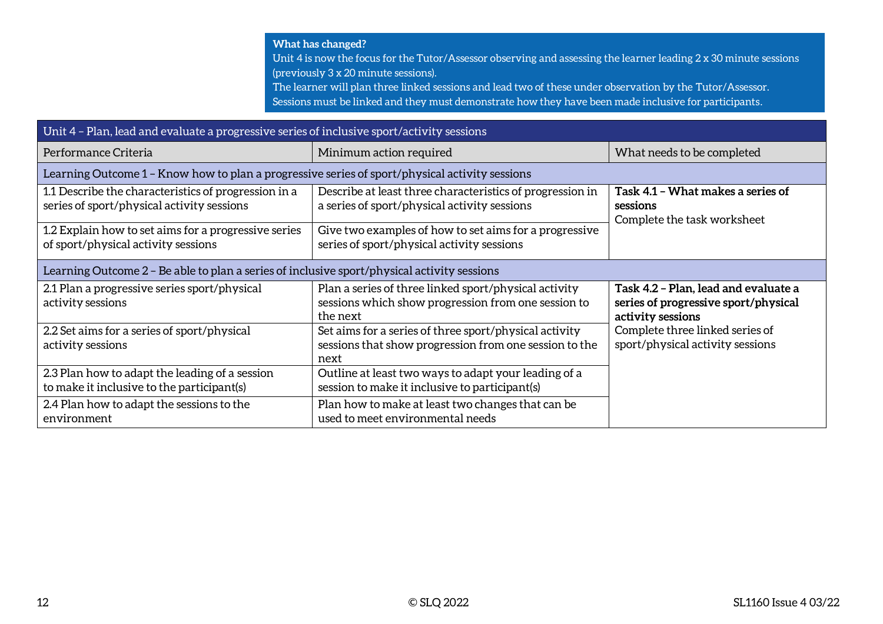**What has changed?**
Unit 4 is now the focus for the Tutor/Assessor observing and assessing the learner leading 2 x 30 minute sessions (previously 3 x 20 minute sessions).
The learner will plan three linked sessions and lead two of these under observation by the Tutor/Assessor.
Sessions must be linked and they must demonstrate how they have been made inclusive for participants.

| Unit 4 – Plan, lead and evaluate a progressive series of inclusive sport/activity sessions | | |
|---|---|---|
| Performance Criteria | Minimum action required | What needs to be completed |
| Learning Outcome 1 – Know how to plan a progressive series of sport/physical activity sessions | | |
| 1.1 Describe the characteristics of progression in a series of sport/physical activity sessions | Describe at least three characteristics of progression in a series of sport/physical activity sessions | **Task 4.1 – What makes a series of sessions** Complete the task worksheet |
| 1.2 Explain how to set aims for a progressive series of sport/physical activity sessions | Give two examples of how to set aims for a progressive series of sport/physical activity sessions | |
| Learning Outcome 2 – Be able to plan a series of inclusive sport/physical activity sessions | | |
| 2.1 Plan a progressive series sport/physical activity sessions | Plan a series of three linked sport/physical activity sessions which show progression from one session to the next | **Task 4.2 – Plan, lead and evaluate a series of progressive sport/physical activity sessions** Complete three linked series of sport/physical activity sessions |
| 2.2 Set aims for a series of sport/physical activity sessions | Set aims for a series of three sport/physical activity sessions that show progression from one session to the next | |
| 2.3 Plan how to adapt the leading of a session to make it inclusive to the participant(s) | Outline at least two ways to adapt your leading of a session to make it inclusive to participant(s) | |
| 2.4 Plan how to adapt the sessions to the environment | Plan how to make at least two changes that can be used to meet environmental needs | |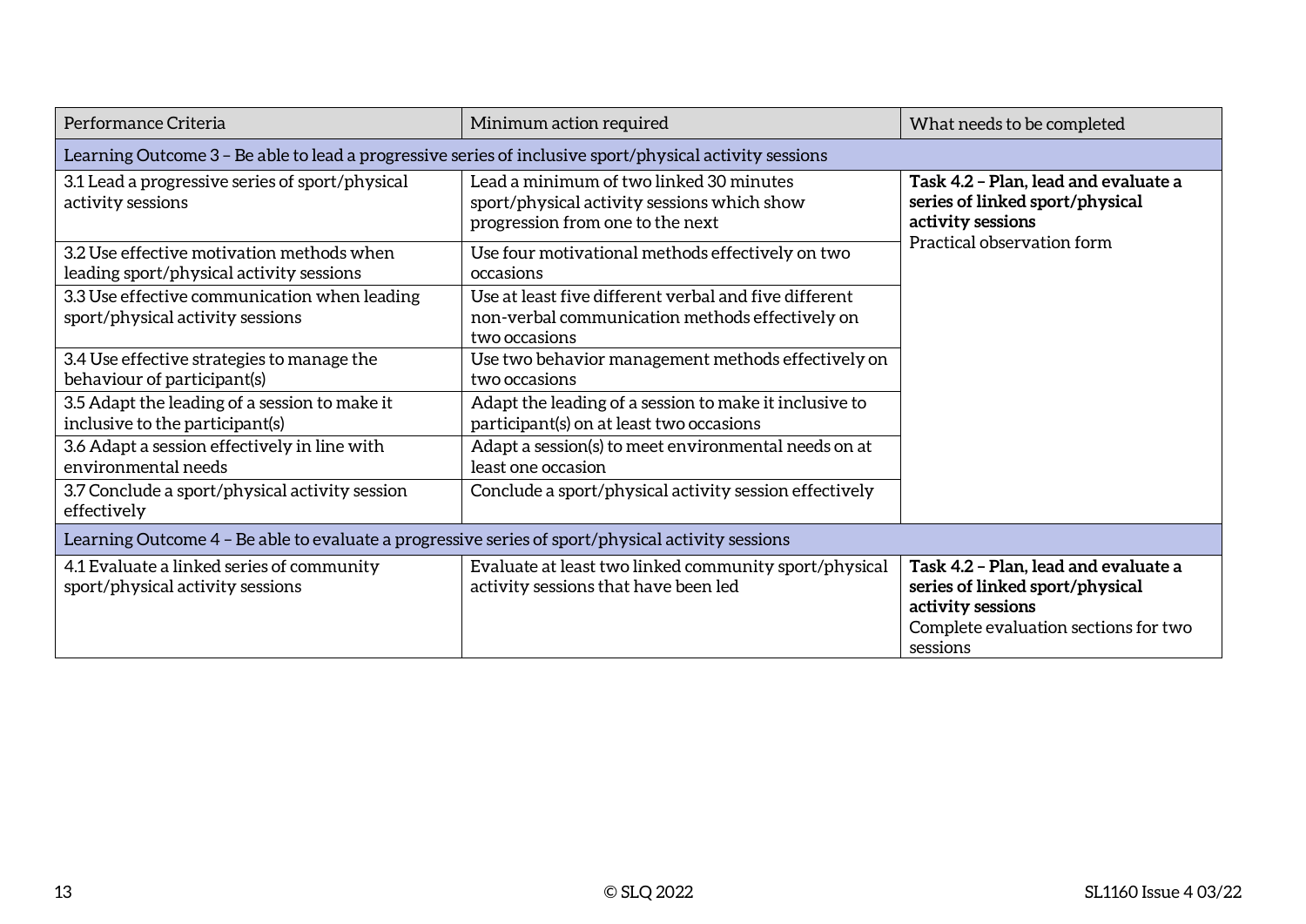| Performance Criteria | Minimum action required | What needs to be completed |
| --- | --- | --- |
| Learning Outcome 3 – Be able to lead a progressive series of inclusive sport/physical activity sessions | | |
| 3.1 Lead a progressive series of sport/physical activity sessions | Lead a minimum of two linked 30 minutes sport/physical activity sessions which show progression from one to the next | **Task 4.2 – Plan, lead and evaluate a series of linked sport/physical activity sessions**<br>Practical observation form |
| 3.2 Use effective motivation methods when leading sport/physical activity sessions | Use four motivational methods effectively on two occasions | |
| 3.3 Use effective communication when leading sport/physical activity sessions | Use at least five different verbal and five different non-verbal communication methods effectively on two occasions | |
| 3.4 Use effective strategies to manage the behaviour of participant(s) | Use two behavior management methods effectively on two occasions | |
| 3.5 Adapt the leading of a session to make it inclusive to the participant(s) | Adapt the leading of a session to make it inclusive to participant(s) on at least two occasions | |
| 3.6 Adapt a session effectively in line with environmental needs | Adapt a session(s) to meet environmental needs on at least one occasion | |
| 3.7 Conclude a sport/physical activity session effectively | Conclude a sport/physical activity session effectively | |
| Learning Outcome 4 – Be able to evaluate a progressive series of sport/physical activity sessions | | |
| 4.1 Evaluate a linked series of community sport/physical activity sessions | Evaluate at least two linked community sport/physical activity sessions that have been led | **Task 4.2 – Plan, lead and evaluate a series of linked sport/physical activity sessions**<br>Complete evaluation sections for two sessions |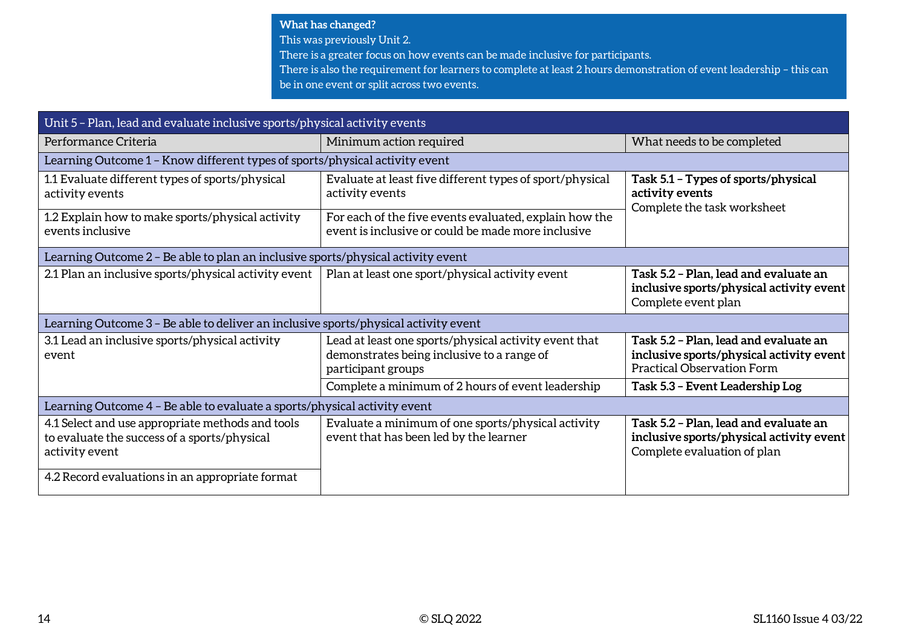**What has changed?**
This was previously Unit 2.
There is a greater focus on how events can be made inclusive for participants.
There is also the requirement for learners to complete at least 2 hours demonstration of event leadership – this can be in one event or split across two events.

| Unit 5 – Plan, lead and evaluate inclusive sports/physical activity events | | |
|---|---|---|
| Performance Criteria | Minimum action required | What needs to be completed |
| **Learning Outcome 1 – Know different types of sports/physical activity event** | | |
| 1.1 Evaluate different types of sports/physical activity events | Evaluate at least five different types of sport/physical activity events | **Task 5.1 – Types of sports/physical activity events** Complete the task worksheet |
| 1.2 Explain how to make sports/physical activity events inclusive | For each of the five events evaluated, explain how the event is inclusive or could be made more inclusive | |
| **Learning Outcome 2 – Be able to plan an inclusive sports/physical activity event** | | |
| 2.1 Plan an inclusive sports/physical activity event | Plan at least one sport/physical activity event | **Task 5.2 – Plan, lead and evaluate an inclusive sports/physical activity event** Complete event plan |
| **Learning Outcome 3 – Be able to deliver an inclusive sports/physical activity event** | | |
| 3.1 Lead an inclusive sports/physical activity event | Lead at least one sports/physical activity event that demonstrates being inclusive to a range of participant groups | **Task 5.2 – Plan, lead and evaluate an inclusive sports/physical activity event** Practical Observation Form |
| | Complete a minimum of 2 hours of event leadership | **Task 5.3 – Event Leadership Log** |
| **Learning Outcome 4 – Be able to evaluate a sports/physical activity event** | | |
| 4.1 Select and use appropriate methods and tools to evaluate the success of a sports/physical activity event | Evaluate a minimum of one sports/physical activity event that has been led by the learner | **Task 5.2 – Plan, lead and evaluate an inclusive sports/physical activity event** Complete evaluation of plan |
| 4.2 Record evaluations in an appropriate format | | |

© SLQ 2022 SL1160 Issue 4 03/22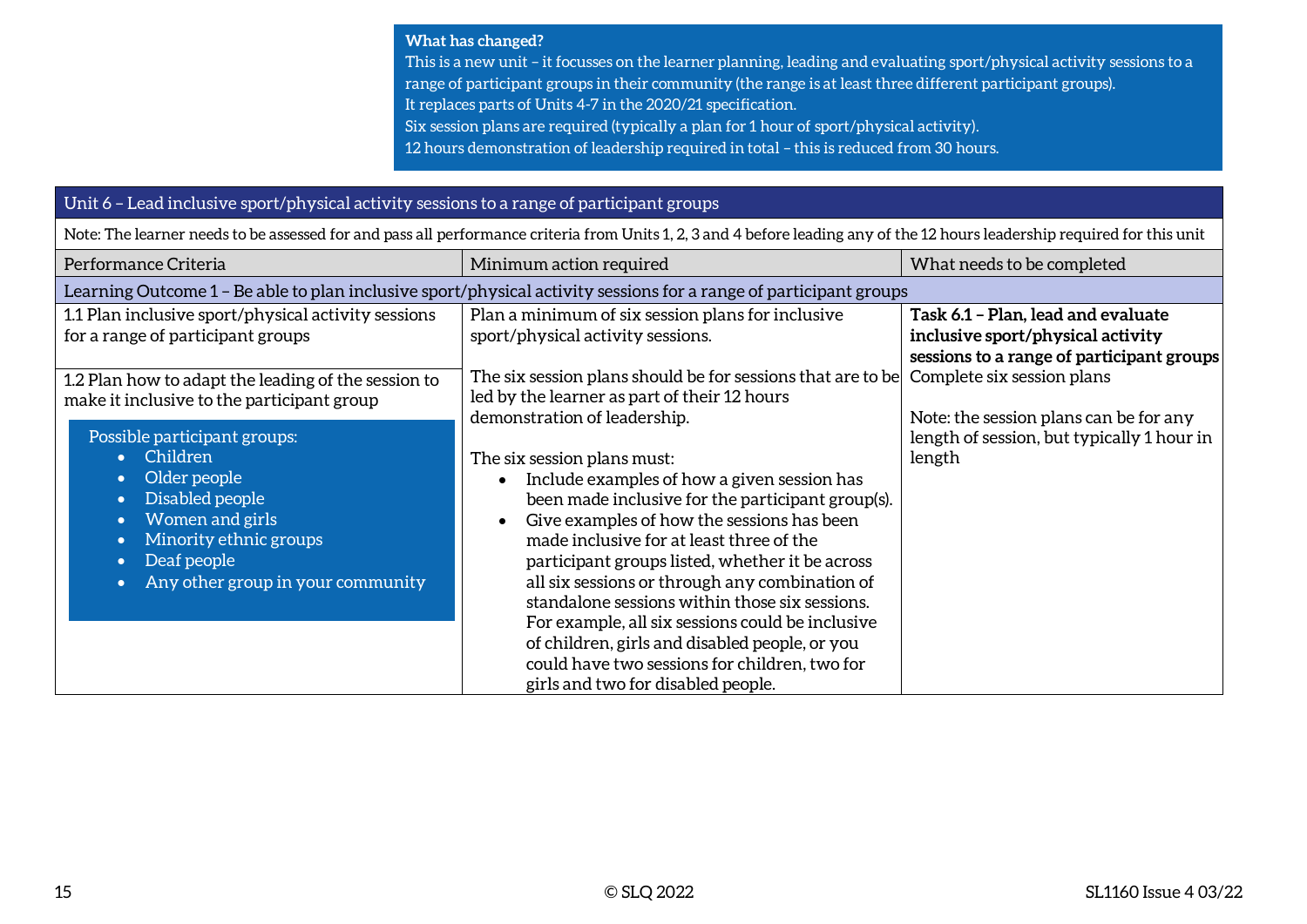**What has changed?**
This is a new unit – it focusses on the learner planning, leading and evaluating sport/physical activity sessions to a range of participant groups in their community (the range is at least three different participant groups).
It replaces parts of Units 4-7 in the 2020/21 specification.
Six session plans are required (typically a plan for 1 hour of sport/physical activity).
12 hours demonstration of leadership required in total – this is reduced from 30 hours.

| Unit 6 – Lead inclusive sport/physical activity sessions to a range of participant groups | | |
|---|---|---|
| Note: The learner needs to be assessed for and pass all performance criteria from Units 1, 2, 3 and 4 before leading any of the 12 hours leadership required for this unit | | |
| Performance Criteria | Minimum action required | What needs to be completed |
| Learning Outcome 1 – Be able to plan inclusive sport/physical activity sessions for a range of participant groups | | |
| 1.1 Plan inclusive sport/physical activity sessions for a range of participant groups<br><br>1.2 Plan how to adapt the leading of the session to make it inclusive to the participant group<br><br>Possible participant groups:<br>• Children<br>• Older people<br>• Disabled people<br>• Women and girls<br>• Minority ethnic groups<br>• Deaf people<br>• Any other group in your community | Plan a minimum of six session plans for inclusive sport/physical activity sessions.<br><br>The six session plans should be for sessions that are to be led by the learner as part of their 12 hours demonstration of leadership.<br><br>The six session plans must:<br>• Include examples of how a given session has been made inclusive for the participant group(s).<br>• Give examples of how the sessions has been made inclusive for at least three of the participant groups listed, whether it be across all six sessions or through any combination of standalone sessions within those six sessions. For example, all six sessions could be inclusive of children, girls and disabled people, or you could have two sessions for children, two for girls and two for disabled people. | **Task 6.1 – Plan, lead and evaluate inclusive sport/physical activity sessions to a range of participant groups**<br>Complete six session plans<br><br>Note: the session plans can be for any length of session, but typically 1 hour in length |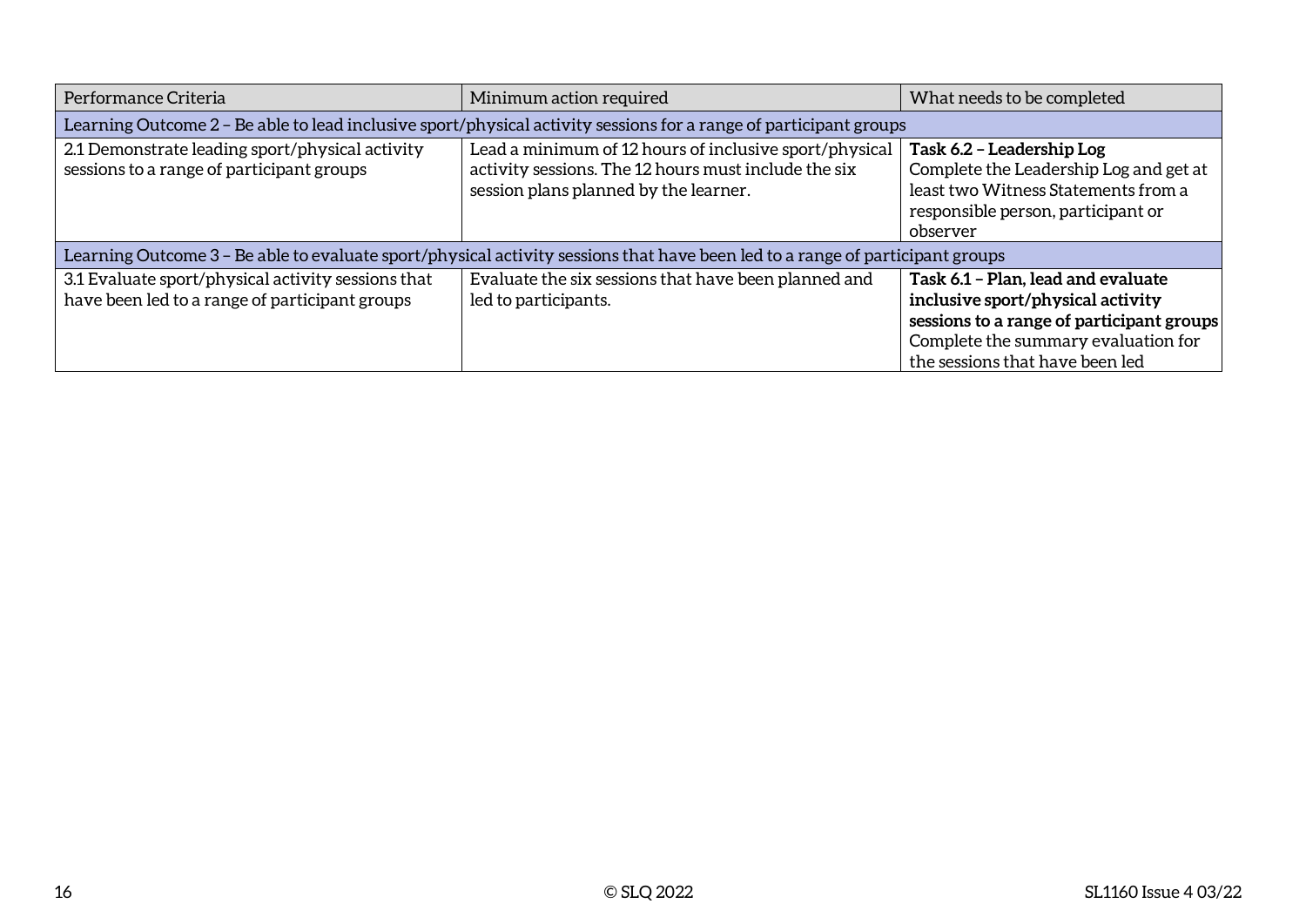| Performance Criteria | Minimum action required | What needs to be completed |
|---|---|---|
| Learning Outcome 2 – Be able to lead inclusive sport/physical activity sessions for a range of participant groups | | |
| 2.1 Demonstrate leading sport/physical activity sessions to a range of participant groups | Lead a minimum of 12 hours of inclusive sport/physical activity sessions. The 12 hours must include the six session plans planned by the learner. | **Task 6.2 – Leadership Log**<br>Complete the Leadership Log and get at least two Witness Statements from a responsible person, participant or observer |
| Learning Outcome 3 – Be able to evaluate sport/physical activity sessions that have been led to a range of participant groups | | |
| 3.1 Evaluate sport/physical activity sessions that have been led to a range of participant groups | Evaluate the six sessions that have been planned and led to participants. | **Task 6.1 – Plan, lead and evaluate inclusive sport/physical activity sessions to a range of participant groups**<br>Complete the summary evaluation for the sessions that have been led |